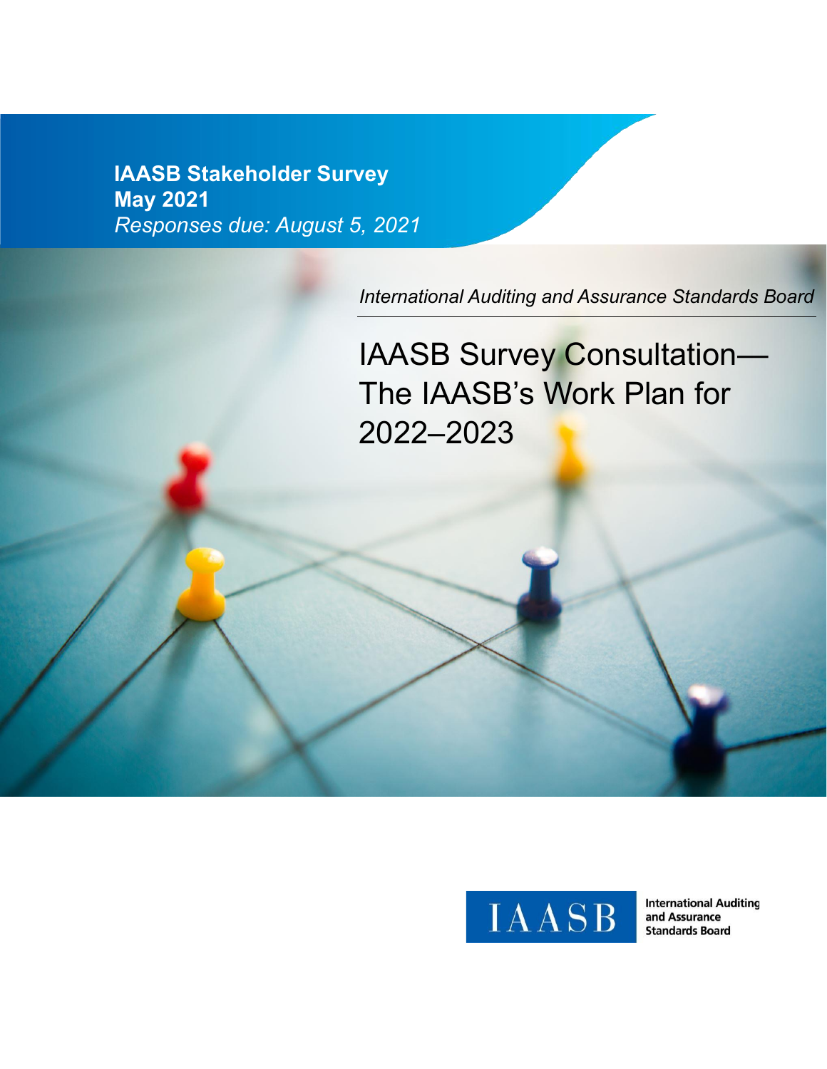**IAASB Stakeholder Survey**
**May 2021**
*Responses due: August 5, 2021*

*International Auditing and Assurance Standards Board*

# IAASB Survey Consultation—The IAASB's Work Plan for 2022–2023

IAASB

International Auditing and Assurance Standards Board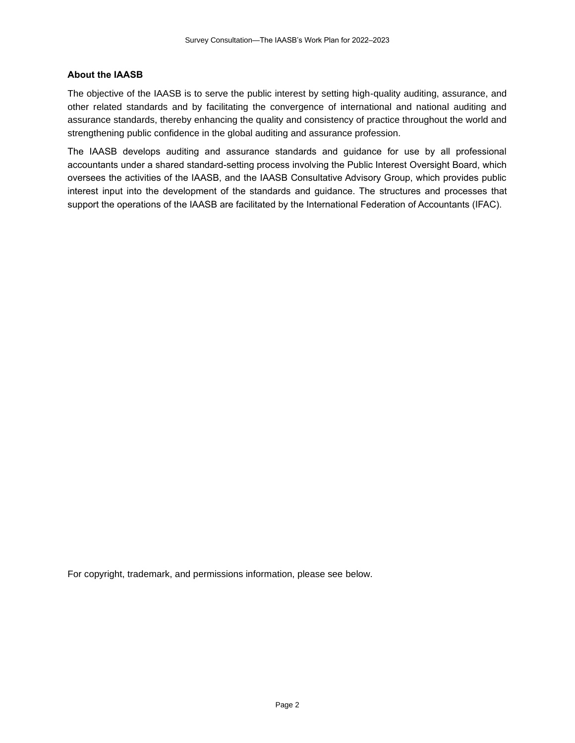### About the IAASB

The objective of the IAASB is to serve the public interest by setting high-quality auditing, assurance, and other related standards and by facilitating the convergence of international and national auditing and assurance standards, thereby enhancing the quality and consistency of practice throughout the world and strengthening public confidence in the global auditing and assurance profession.

The IAASB develops auditing and assurance standards and guidance for use by all professional accountants under a shared standard-setting process involving the Public Interest Oversight Board, which oversees the activities of the IAASB, and the IAASB Consultative Advisory Group, which provides public interest input into the development of the standards and guidance. The structures and processes that support the operations of the IAASB are facilitated by the International Federation of Accountants (IFAC).

For copyright, trademark, and permissions information, please see below.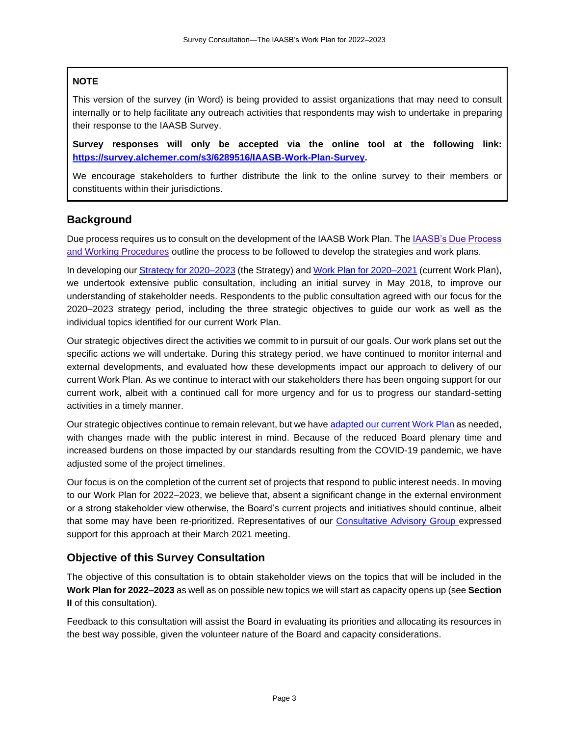**NOTE**

This version of the survey (in Word) is being provided to assist organizations that may need to consult internally or to help facilitate any outreach activities that respondents may wish to undertake in preparing their response to the IAASB Survey.

**Survey responses will only be accepted via the online tool at the following link: [https://survey.alchemer.com/s3/6289516/IAASB-Work-Plan-Survey](https://survey.alchemer.com/s3/6289516/IAASB-Work-Plan-Survey).**

We encourage stakeholders to further distribute the link to the online survey to their members or constituents within their jurisdictions.

## Background

Due process requires us to consult on the development of the IAASB Work Plan. The IAASB's Due Process and Working Procedures outline the process to be followed to develop the strategies and work plans.

In developing our Strategy for 2020–2023 (the Strategy) and Work Plan for 2020–2021 (current Work Plan), we undertook extensive public consultation, including an initial survey in May 2018, to improve our understanding of stakeholder needs. Respondents to the public consultation agreed with our focus for the 2020–2023 strategy period, including the three strategic objectives to guide our work as well as the individual topics identified for our current Work Plan.

Our strategic objectives direct the activities we commit to in pursuit of our goals. Our work plans set out the specific actions we will undertake. During this strategy period, we have continued to monitor internal and external developments, and evaluated how these developments impact our approach to delivery of our current Work Plan. As we continue to interact with our stakeholders there has been ongoing support for our current work, albeit with a continued call for more urgency and for us to progress our standard-setting activities in a timely manner.

Our strategic objectives continue to remain relevant, but we have adapted our current Work Plan as needed, with changes made with the public interest in mind. Because of the reduced Board plenary time and increased burdens on those impacted by our standards resulting from the COVID-19 pandemic, we have adjusted some of the project timelines.

Our focus is on the completion of the current set of projects that respond to public interest needs. In moving to our Work Plan for 2022–2023, we believe that, absent a significant change in the external environment or a strong stakeholder view otherwise, the Board's current projects and initiatives should continue, albeit that some may have been re-prioritized. Representatives of our Consultative Advisory Group expressed support for this approach at their March 2021 meeting.

## Objective of this Survey Consultation

The objective of this consultation is to obtain stakeholder views on the topics that will be included in the **Work Plan for 2022–2023** as well as on possible new topics we will start as capacity opens up (see **Section II** of this consultation).

Feedback to this consultation will assist the Board in evaluating its priorities and allocating its resources in the best way possible, given the volunteer nature of the Board and capacity considerations.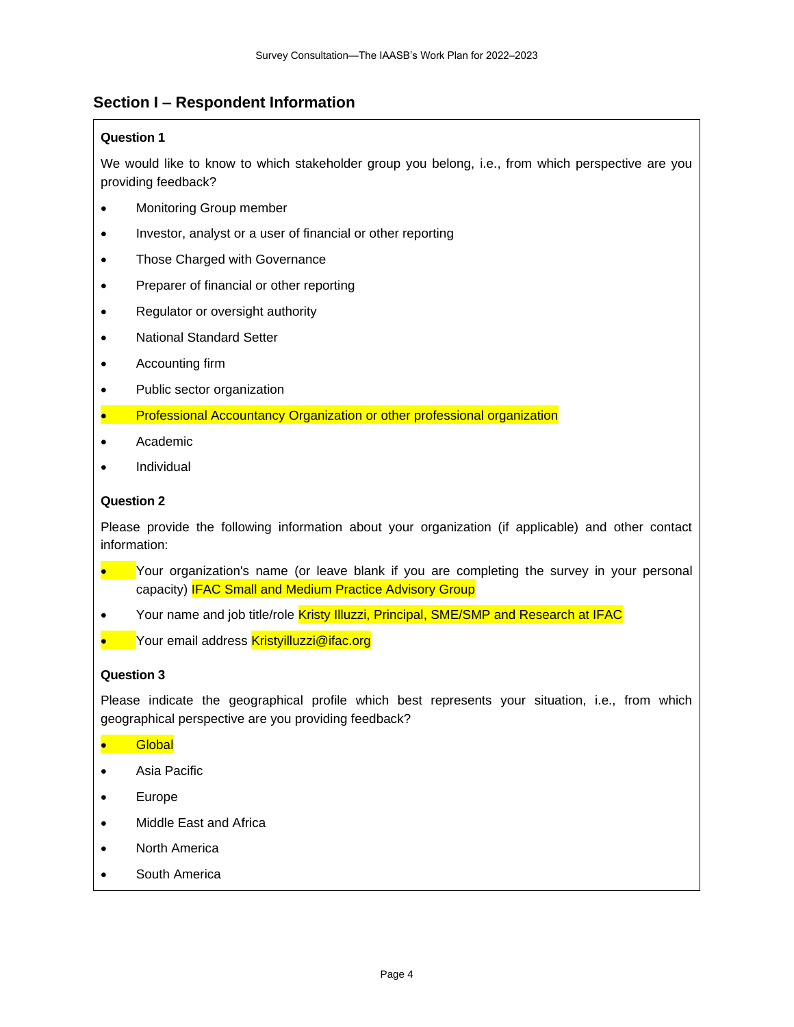## Section I – Respondent Information

**Question 1**

We would like to know to which stakeholder group you belong, i.e., from which perspective are you providing feedback?

- Monitoring Group member
- Investor, analyst or a user of financial or other reporting
- Those Charged with Governance
- Preparer of financial or other reporting
- Regulator or oversight authority
- National Standard Setter
- Accounting firm
- Public sector organization
- Professional Accountancy Organization or other professional organization
- Academic
- Individual

**Question 2**

Please provide the following information about your organization (if applicable) and other contact information:

- Your organization's name (or leave blank if you are completing the survey in your personal capacity) IFAC Small and Medium Practice Advisory Group
- Your name and job title/role Kristy Illuzzi, Principal, SME/SMP and Research at IFAC
- Your email address Kristyilluzzi@ifac.org

**Question 3**

Please indicate the geographical profile which best represents your situation, i.e., from which geographical perspective are you providing feedback?

- Global
- Asia Pacific
- Europe
- Middle East and Africa
- North America
- South America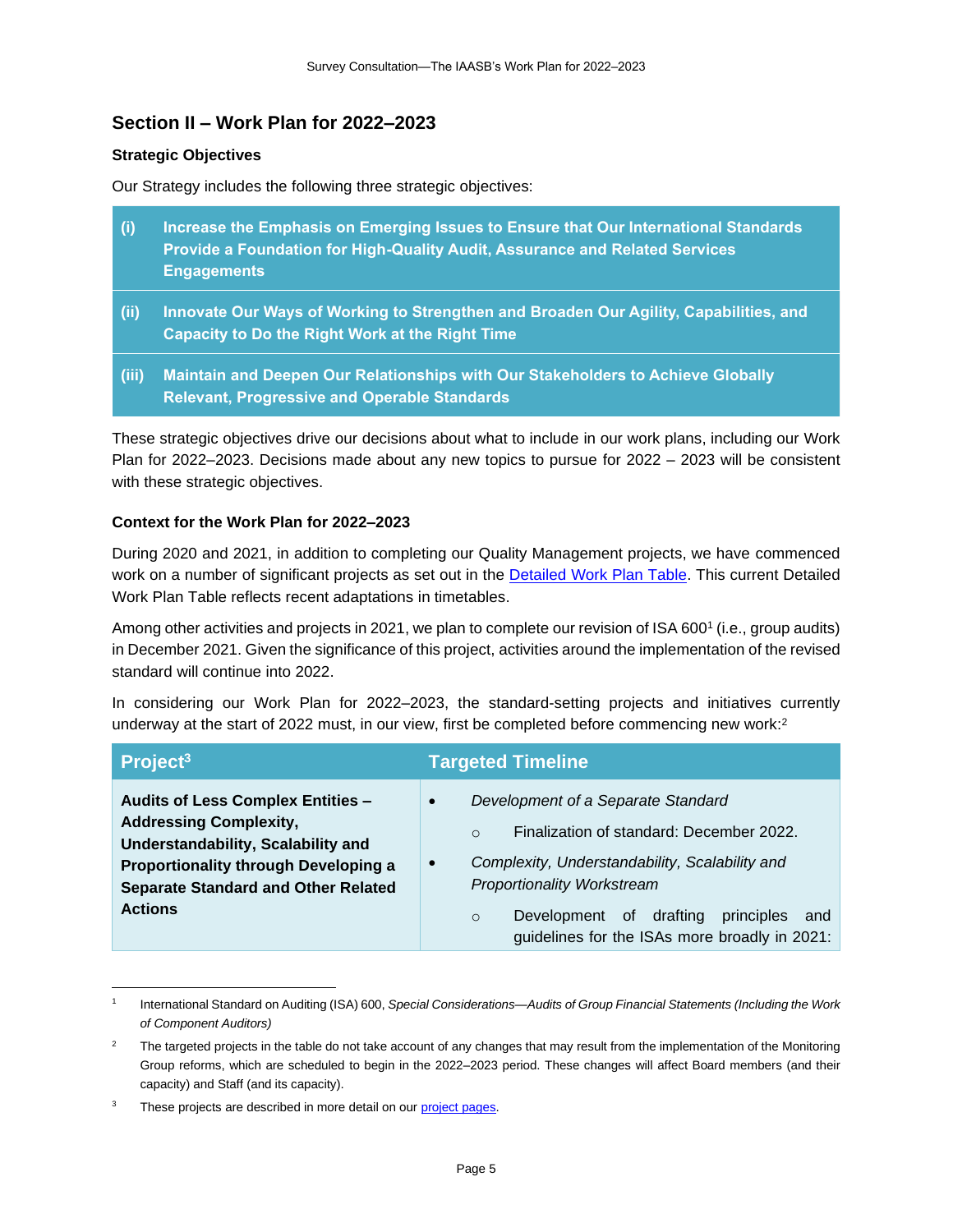## Section II – Work Plan for 2022–2023

### Strategic Objectives

Our Strategy includes the following three strategic objectives:

| | |
|---|---|
| **(i)** | **Increase the Emphasis on Emerging Issues to Ensure that Our International Standards Provide a Foundation for High-Quality Audit, Assurance and Related Services Engagements** |
| **(ii)** | **Innovate Our Ways of Working to Strengthen and Broaden Our Agility, Capabilities, and Capacity to Do the Right Work at the Right Time** |
| **(iii)** | **Maintain and Deepen Our Relationships with Our Stakeholders to Achieve Globally Relevant, Progressive and Operable Standards** |

These strategic objectives drive our decisions about what to include in our work plans, including our Work Plan for 2022–2023. Decisions made about any new topics to pursue for 2022 – 2023 will be consistent with these strategic objectives.

### Context for the Work Plan for 2022–2023

During 2020 and 2021, in addition to completing our Quality Management projects, we have commenced work on a number of significant projects as set out in the [Detailed Work Plan Table](). This current Detailed Work Plan Table reflects recent adaptations in timetables.

Among other activities and projects in 2021, we plan to complete our revision of ISA 600[1] (i.e., group audits) in December 2021. Given the significance of this project, activities around the implementation of the revised standard will continue into 2022.

In considering our Work Plan for 2022–2023, the standard-setting projects and initiatives currently underway at the start of 2022 must, in our view, first be completed before commencing new work:[2]

| Project[3] | Targeted Timeline |
|---|---|
| **Audits of Less Complex Entities – Addressing Complexity, Understandability, Scalability and Proportionality through Developing a Separate Standard and Other Related Actions** | • *Development of a Separate Standard*<br>  ○ Finalization of standard: December 2022.<br>• *Complexity, Understandability, Scalability and Proportionality Workstream*<br>  ○ Development of drafting principles and guidelines for the ISAs more broadly in 2021: |

---

[1] International Standard on Auditing (ISA) 600, *Special Considerations—Audits of Group Financial Statements (Including the Work of Component Auditors)*

[2] The targeted projects in the table do not take account of any changes that may result from the implementation of the Monitoring Group reforms, which are scheduled to begin in the 2022–2023 period. These changes will affect Board members (and their capacity) and Staff (and its capacity).

[3] These projects are described in more detail on our [project pages]().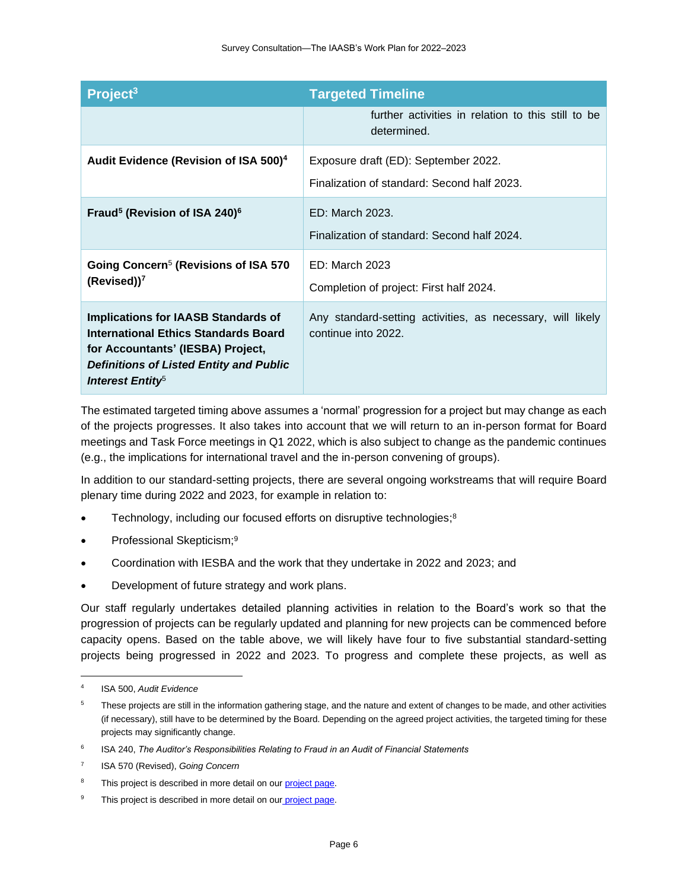| Project[3] | Targeted Timeline |
|---|---|
| | further activities in relation to this still to be determined. |
| **Audit Evidence (Revision of ISA 500)[4]** | Exposure draft (ED): September 2022.<br><br>Finalization of standard: Second half 2023. |
| **Fraud[5] (Revision of ISA 240)[6]** | ED: March 2023.<br><br>Finalization of standard: Second half 2024. |
| **Going Concern[5] (Revisions of ISA 570 (Revised))[7]** | ED: March 2023<br><br>Completion of project: First half 2024. |
| **Implications for IAASB Standards of International Ethics Standards Board for Accountants' (IESBA) Project, *Definitions of Listed Entity and Public Interest Entity*[5]** | Any standard-setting activities, as necessary, will likely continue into 2022. |

The estimated targeted timing above assumes a 'normal' progression for a project but may change as each of the projects progresses. It also takes into account that we will return to an in-person format for Board meetings and Task Force meetings in Q1 2022, which is also subject to change as the pandemic continues (e.g., the implications for international travel and the in-person convening of groups).

In addition to our standard-setting projects, there are several ongoing workstreams that will require Board plenary time during 2022 and 2023, for example in relation to:

- Technology, including our focused efforts on disruptive technologies;[8]
- Professional Skepticism;[9]
- Coordination with IESBA and the work that they undertake in 2022 and 2023; and
- Development of future strategy and work plans.

Our staff regularly undertakes detailed planning activities in relation to the Board's work so that the progression of projects can be regularly updated and planning for new projects can be commenced before capacity opens. Based on the table above, we will likely have four to five substantial standard-setting projects being progressed in 2022 and 2023. To progress and complete these projects, as well as

---

[4] ISA 500, *Audit Evidence*

[5] These projects are still in the information gathering stage, and the nature and extent of changes to be made, and other activities (if necessary), still have to be determined by the Board. Depending on the agreed project activities, the targeted timing for these projects may significantly change.

[6] ISA 240, *The Auditor's Responsibilities Relating to Fraud in an Audit of Financial Statements*

[7] ISA 570 (Revised), *Going Concern*

[8] This project is described in more detail on our project page.

[9] This project is described in more detail on our project page.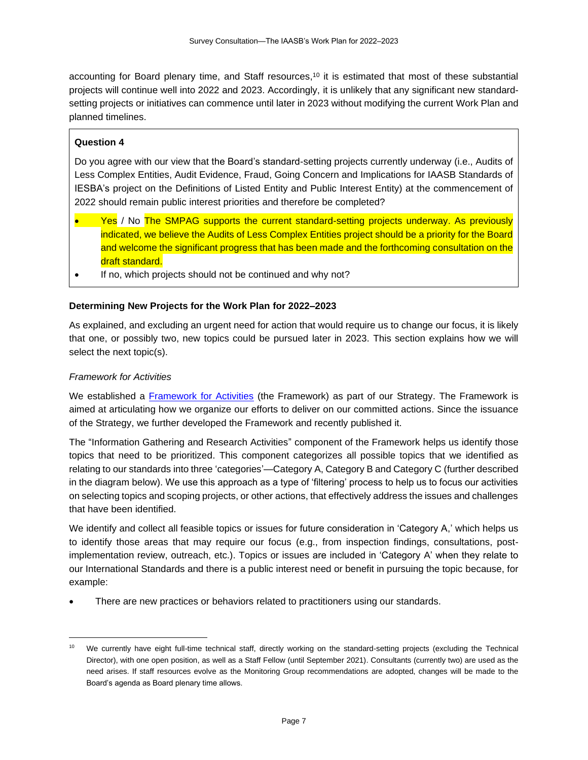accounting for Board plenary time, and Staff resources,[10] it is estimated that most of these substantial projects will continue well into 2022 and 2023. Accordingly, it is unlikely that any significant new standard-setting projects or initiatives can commence until later in 2023 without modifying the current Work Plan and planned timelines.

> **Question 4**
>
> Do you agree with our view that the Board's standard-setting projects currently underway (i.e., Audits of Less Complex Entities, Audit Evidence, Fraud, Going Concern and Implications for IAASB Standards of IESBA's project on the Definitions of Listed Entity and Public Interest Entity) at the commencement of 2022 should remain public interest priorities and therefore be completed?
>
> - Yes / No The SMPAG supports the current standard-setting projects underway. As previously indicated, we believe the Audits of Less Complex Entities project should be a priority for the Board and welcome the significant progress that has been made and the forthcoming consultation on the draft standard.
> - If no, which projects should not be continued and why not?

**Determining New Projects for the Work Plan for 2022–2023**

As explained, and excluding an urgent need for action that would require us to change our focus, it is likely that one, or possibly two, new topics could be pursued later in 2023. This section explains how we will select the next topic(s).

*Framework for Activities*

We established a [Framework for Activities] (the Framework) as part of our Strategy. The Framework is aimed at articulating how we organize our efforts to deliver on our committed actions. Since the issuance of the Strategy, we further developed the Framework and recently published it.

The "Information Gathering and Research Activities" component of the Framework helps us identify those topics that need to be prioritized. This component categorizes all possible topics that we identified as relating to our standards into three 'categories'—Category A, Category B and Category C (further described in the diagram below). We use this approach as a type of 'filtering' process to help us to focus our activities on selecting topics and scoping projects, or other actions, that effectively address the issues and challenges that have been identified.

We identify and collect all feasible topics or issues for future consideration in 'Category A,' which helps us to identify those areas that may require our focus (e.g., from inspection findings, consultations, post-implementation review, outreach, etc.). Topics or issues are included in 'Category A' when they relate to our International Standards and there is a public interest need or benefit in pursuing the topic because, for example:

- There are new practices or behaviors related to practitioners using our standards.

---

[10] We currently have eight full-time technical staff, directly working on the standard-setting projects (excluding the Technical Director), with one open position, as well as a Staff Fellow (until September 2021). Consultants (currently two) are used as the need arises. If staff resources evolve as the Monitoring Group recommendations are adopted, changes will be made to the Board's agenda as Board plenary time allows.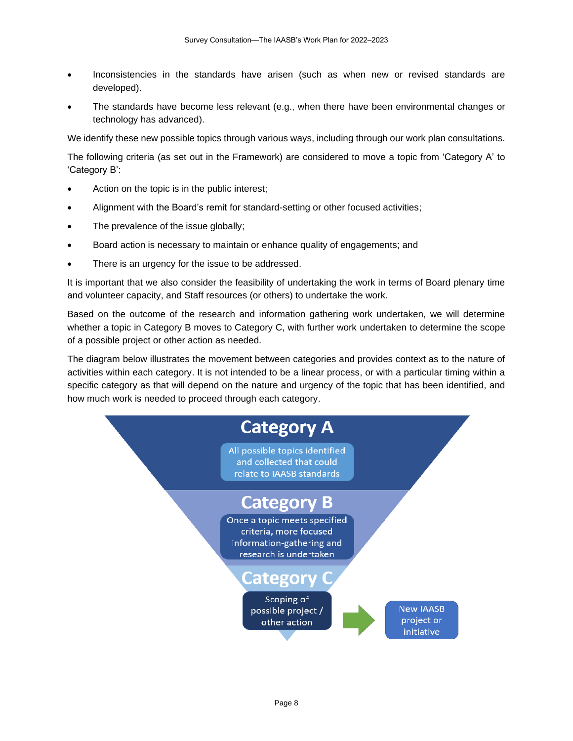- Inconsistencies in the standards have arisen (such as when new or revised standards are developed).
- The standards have become less relevant (e.g., when there have been environmental changes or technology has advanced).

We identify these new possible topics through various ways, including through our work plan consultations.

The following criteria (as set out in the Framework) are considered to move a topic from 'Category A' to 'Category B':

- Action on the topic is in the public interest;
- Alignment with the Board's remit for standard-setting or other focused activities;
- The prevalence of the issue globally;
- Board action is necessary to maintain or enhance quality of engagements; and
- There is an urgency for the issue to be addressed.

It is important that we also consider the feasibility of undertaking the work in terms of Board plenary time and volunteer capacity, and Staff resources (or others) to undertake the work.

Based on the outcome of the research and information gathering work undertaken, we will determine whether a topic in Category B moves to Category C, with further work undertaken to determine the scope of a possible project or other action as needed.

The diagram below illustrates the movement between categories and provides context as to the nature of activities within each category. It is not intended to be a linear process, or with a particular timing within a specific category as that will depend on the nature and urgency of the topic that has been identified, and how much work is needed to proceed through each category.

**Category A**

All possible topics identified and collected that could relate to IAASB standards

**Category B**

Once a topic meets specified criteria, more focused information-gathering and research is undertaken

**Category C**

Scoping of possible project / other action → New IAASB project or initiative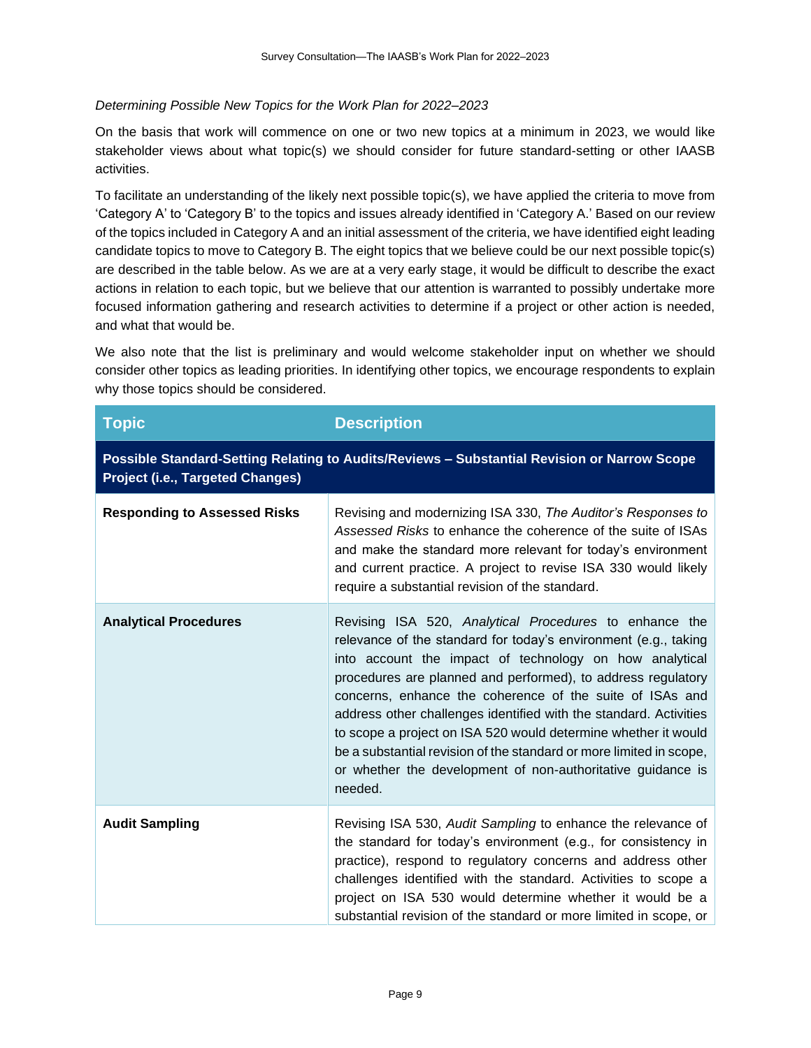*Determining Possible New Topics for the Work Plan for 2022–2023*

On the basis that work will commence on one or two new topics at a minimum in 2023, we would like stakeholder views about what topic(s) we should consider for future standard-setting or other IAASB activities.

To facilitate an understanding of the likely next possible topic(s), we have applied the criteria to move from 'Category A' to 'Category B' to the topics and issues already identified in 'Category A.' Based on our review of the topics included in Category A and an initial assessment of the criteria, we have identified eight leading candidate topics to move to Category B. The eight topics that we believe could be our next possible topic(s) are described in the table below. As we are at a very early stage, it would be difficult to describe the exact actions in relation to each topic, but we believe that our attention is warranted to possibly undertake more focused information gathering and research activities to determine if a project or other action is needed, and what that would be.

We also note that the list is preliminary and would welcome stakeholder input on whether we should consider other topics as leading priorities. In identifying other topics, we encourage respondents to explain why those topics should be considered.

| Topic | Description |
|---|---|
| **Possible Standard-Setting Relating to Audits/Reviews – Substantial Revision or Narrow Scope Project (i.e., Targeted Changes)** | |
| **Responding to Assessed Risks** | Revising and modernizing ISA 330, *The Auditor's Responses to Assessed Risks* to enhance the coherence of the suite of ISAs and make the standard more relevant for today's environment and current practice. A project to revise ISA 330 would likely require a substantial revision of the standard. |
| **Analytical Procedures** | Revising ISA 520, *Analytical Procedures* to enhance the relevance of the standard for today's environment (e.g., taking into account the impact of technology on how analytical procedures are planned and performed), to address regulatory concerns, enhance the coherence of the suite of ISAs and address other challenges identified with the standard. Activities to scope a project on ISA 520 would determine whether it would be a substantial revision of the standard or more limited in scope, or whether the development of non-authoritative guidance is needed. |
| **Audit Sampling** | Revising ISA 530, *Audit Sampling* to enhance the relevance of the standard for today's environment (e.g., for consistency in practice), respond to regulatory concerns and address other challenges identified with the standard. Activities to scope a project on ISA 530 would determine whether it would be a substantial revision of the standard or more limited in scope, or |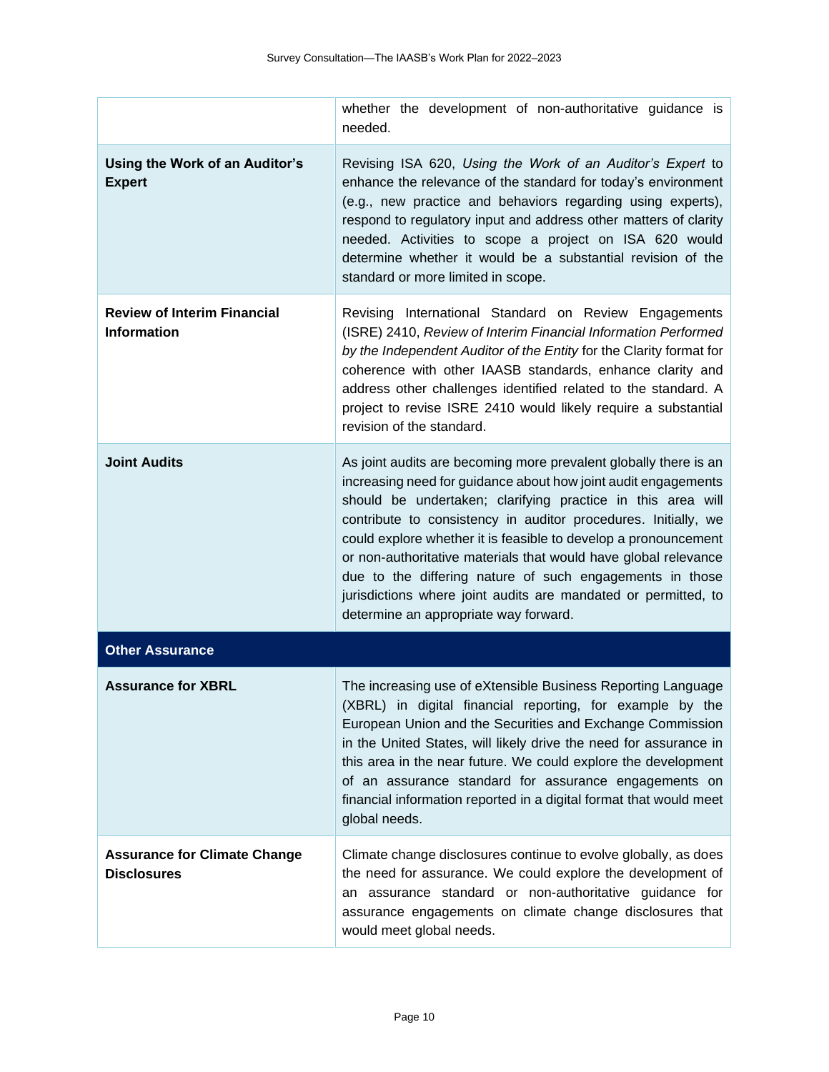| | |
|---|---|
| | whether the development of non-authoritative guidance is needed. |
| **Using the Work of an Auditor's Expert** | Revising ISA 620, *Using the Work of an Auditor's Expert* to enhance the relevance of the standard for today's environment (e.g., new practice and behaviors regarding using experts), respond to regulatory input and address other matters of clarity needed. Activities to scope a project on ISA 620 would determine whether it would be a substantial revision of the standard or more limited in scope. |
| **Review of Interim Financial Information** | Revising International Standard on Review Engagements (ISRE) 2410, *Review of Interim Financial Information Performed by the Independent Auditor of the Entity* for the Clarity format for coherence with other IAASB standards, enhance clarity and address other challenges identified related to the standard. A project to revise ISRE 2410 would likely require a substantial revision of the standard. |
| **Joint Audits** | As joint audits are becoming more prevalent globally there is an increasing need for guidance about how joint audit engagements should be undertaken; clarifying practice in this area will contribute to consistency in auditor procedures. Initially, we could explore whether it is feasible to develop a pronouncement or non-authoritative materials that would have global relevance due to the differing nature of such engagements in those jurisdictions where joint audits are mandated or permitted, to determine an appropriate way forward. |
| **Other Assurance** | |
| **Assurance for XBRL** | The increasing use of eXtensible Business Reporting Language (XBRL) in digital financial reporting, for example by the European Union and the Securities and Exchange Commission in the United States, will likely drive the need for assurance in this area in the near future. We could explore the development of an assurance standard for assurance engagements on financial information reported in a digital format that would meet global needs. |
| **Assurance for Climate Change Disclosures** | Climate change disclosures continue to evolve globally, as does the need for assurance. We could explore the development of an assurance standard or non-authoritative guidance for assurance engagements on climate change disclosures that would meet global needs. |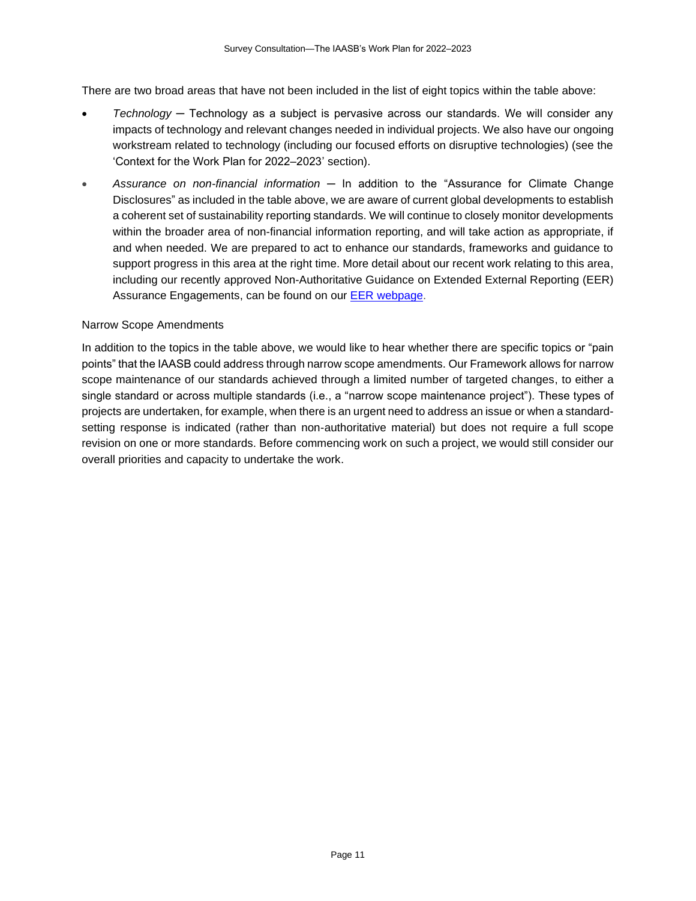There are two broad areas that have not been included in the list of eight topics within the table above:

- *Technology* ─ Technology as a subject is pervasive across our standards. We will consider any impacts of technology and relevant changes needed in individual projects. We also have our ongoing workstream related to technology (including our focused efforts on disruptive technologies) (see the 'Context for the Work Plan for 2022–2023' section).
- *Assurance on non-financial information* ─ In addition to the "Assurance for Climate Change Disclosures" as included in the table above, we are aware of current global developments to establish a coherent set of sustainability reporting standards. We will continue to closely monitor developments within the broader area of non-financial information reporting, and will take action as appropriate, if and when needed. We are prepared to act to enhance our standards, frameworks and guidance to support progress in this area at the right time. More detail about our recent work relating to this area, including our recently approved Non-Authoritative Guidance on Extended External Reporting (EER) Assurance Engagements, can be found on our EER webpage.

Narrow Scope Amendments

In addition to the topics in the table above, we would like to hear whether there are specific topics or "pain points" that the IAASB could address through narrow scope amendments. Our Framework allows for narrow scope maintenance of our standards achieved through a limited number of targeted changes, to either a single standard or across multiple standards (i.e., a "narrow scope maintenance project"). These types of projects are undertaken, for example, when there is an urgent need to address an issue or when a standard-setting response is indicated (rather than non-authoritative material) but does not require a full scope revision on one or more standards. Before commencing work on such a project, we would still consider our overall priorities and capacity to undertake the work.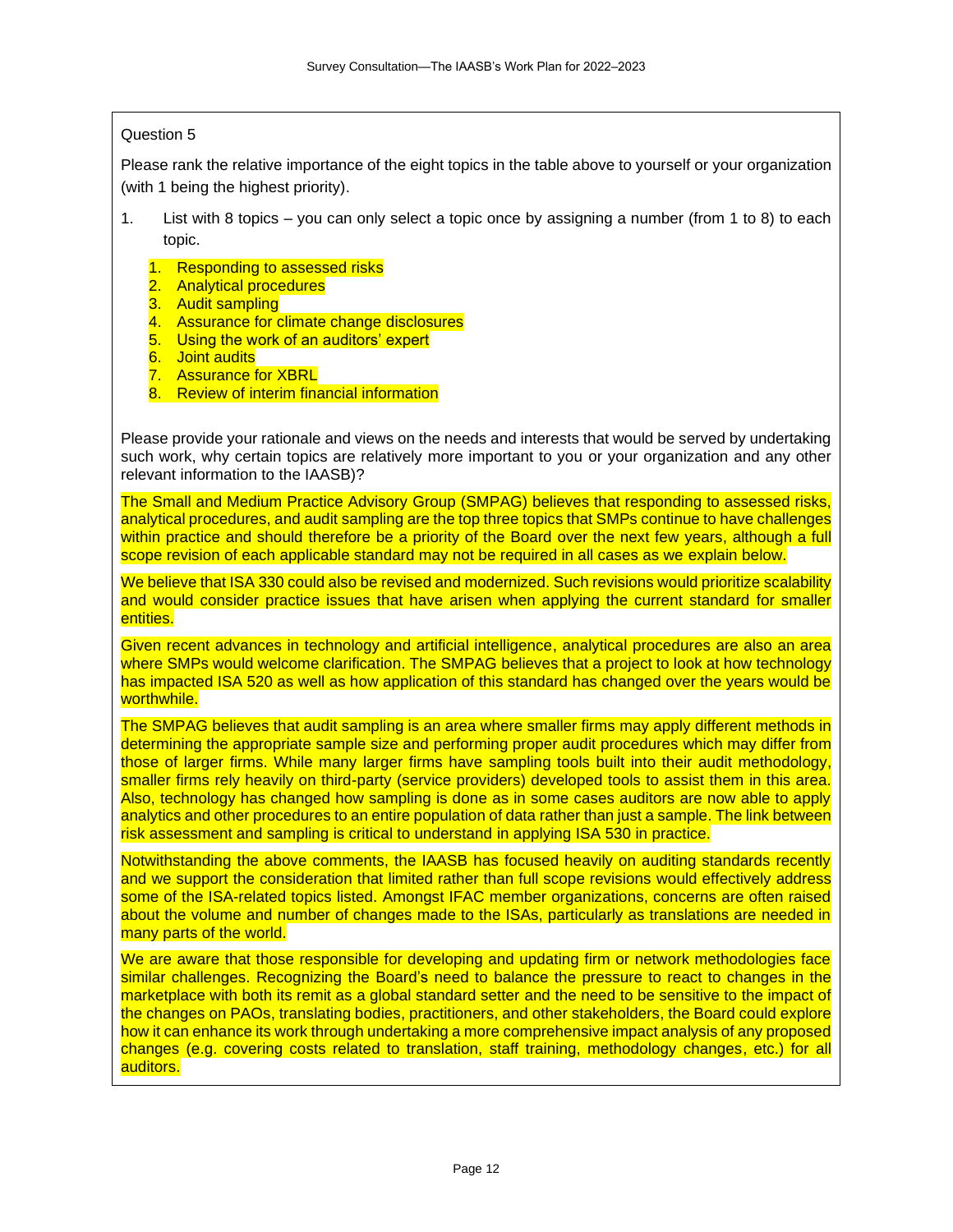Question 5

Please rank the relative importance of the eight topics in the table above to yourself or your organization (with 1 being the highest priority).

1. List with 8 topics – you can only select a topic once by assigning a number (from 1 to 8) to each topic.

    1. Responding to assessed risks
    2. Analytical procedures
    3. Audit sampling
    4. Assurance for climate change disclosures
    5. Using the work of an auditors' expert
    6. Joint audits
    7. Assurance for XBRL
    8. Review of interim financial information

Please provide your rationale and views on the needs and interests that would be served by undertaking such work, why certain topics are relatively more important to you or your organization and any other relevant information to the IAASB)?

The Small and Medium Practice Advisory Group (SMPAG) believes that responding to assessed risks, analytical procedures, and audit sampling are the top three topics that SMPs continue to have challenges within practice and should therefore be a priority of the Board over the next few years, although a full scope revision of each applicable standard may not be required in all cases as we explain below.

We believe that ISA 330 could also be revised and modernized. Such revisions would prioritize scalability and would consider practice issues that have arisen when applying the current standard for smaller entities.

Given recent advances in technology and artificial intelligence, analytical procedures are also an area where SMPs would welcome clarification. The SMPAG believes that a project to look at how technology has impacted ISA 520 as well as how application of this standard has changed over the years would be worthwhile.

The SMPAG believes that audit sampling is an area where smaller firms may apply different methods in determining the appropriate sample size and performing proper audit procedures which may differ from those of larger firms. While many larger firms have sampling tools built into their audit methodology, smaller firms rely heavily on third-party (service providers) developed tools to assist them in this area. Also, technology has changed how sampling is done as in some cases auditors are now able to apply analytics and other procedures to an entire population of data rather than just a sample. The link between risk assessment and sampling is critical to understand in applying ISA 530 in practice.

Notwithstanding the above comments, the IAASB has focused heavily on auditing standards recently and we support the consideration that limited rather than full scope revisions would effectively address some of the ISA-related topics listed. Amongst IFAC member organizations, concerns are often raised about the volume and number of changes made to the ISAs, particularly as translations are needed in many parts of the world.

We are aware that those responsible for developing and updating firm or network methodologies face similar challenges. Recognizing the Board's need to balance the pressure to react to changes in the marketplace with both its remit as a global standard setter and the need to be sensitive to the impact of the changes on PAOs, translating bodies, practitioners, and other stakeholders, the Board could explore how it can enhance its work through undertaking a more comprehensive impact analysis of any proposed changes (e.g. covering costs related to translation, staff training, methodology changes, etc.) for all auditors.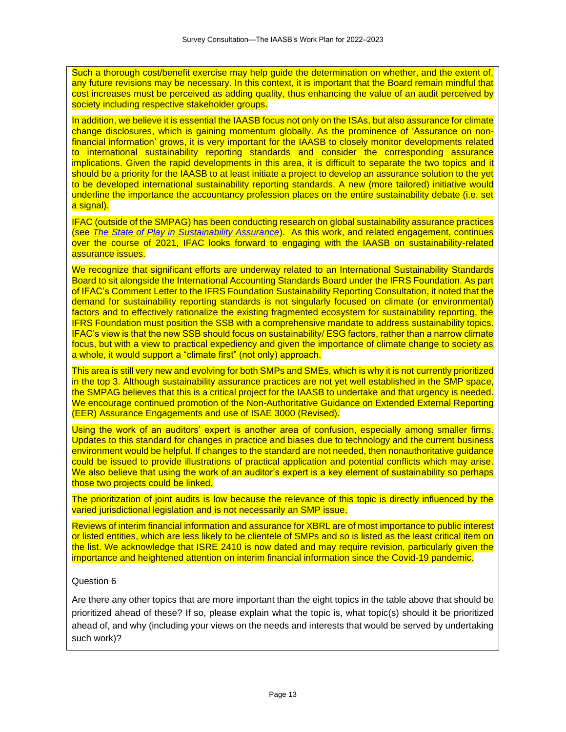Such a thorough cost/benefit exercise may help guide the determination on whether, and the extent of, any future revisions may be necessary. In this context, it is important that the Board remain mindful that cost increases must be perceived as adding quality, thus enhancing the value of an audit perceived by society including respective stakeholder groups.

In addition, we believe it is essential the IAASB focus not only on the ISAs, but also assurance for climate change disclosures, which is gaining momentum globally. As the prominence of 'Assurance on non-financial information' grows, it is very important for the IAASB to closely monitor developments related to international sustainability reporting standards and consider the corresponding assurance implications. Given the rapid developments in this area, it is difficult to separate the two topics and it should be a priority for the IAASB to at least initiate a project to develop an assurance solution to the yet to be developed international sustainability reporting standards. A new (more tailored) initiative would underline the importance the accountancy profession places on the entire sustainability debate (i.e. set a signal).

IFAC (outside of the SMPAG) has been conducting research on global sustainability assurance practices (see *The State of Play in Sustainability Assurance*). As this work, and related engagement, continues over the course of 2021, IFAC looks forward to engaging with the IAASB on sustainability-related assurance issues.

We recognize that significant efforts are underway related to an International Sustainability Standards Board to sit alongside the International Accounting Standards Board under the IFRS Foundation. As part of IFAC's Comment Letter to the IFRS Foundation Sustainability Reporting Consultation, it noted that the demand for sustainability reporting standards is not singularly focused on climate (or environmental) factors and to effectively rationalize the existing fragmented ecosystem for sustainability reporting, the IFRS Foundation must position the SSB with a comprehensive mandate to address sustainability topics. IFAC's view is that the new SSB should focus on sustainability/ ESG factors, rather than a narrow climate focus, but with a view to practical expediency and given the importance of climate change to society as a whole, it would support a "climate first" (not only) approach.

This area is still very new and evolving for both SMPs and SMEs, which is why it is not currently prioritized in the top 3. Although sustainability assurance practices are not yet well established in the SMP space, the SMPAG believes that this is a critical project for the IAASB to undertake and that urgency is needed. We encourage continued promotion of the Non-Authoritative Guidance on Extended External Reporting (EER) Assurance Engagements and use of ISAE 3000 (Revised).

Using the work of an auditors' expert is another area of confusion, especially among smaller firms. Updates to this standard for changes in practice and biases due to technology and the current business environment would be helpful. If changes to the standard are not needed, then nonauthoritative guidance could be issued to provide illustrations of practical application and potential conflicts which may arise. We also believe that using the work of an auditor's expert is a key element of sustainability so perhaps those two projects could be linked.

The prioritization of joint audits is low because the relevance of this topic is directly influenced by the varied jurisdictional legislation and is not necessarily an SMP issue.

Reviews of interim financial information and assurance for XBRL are of most importance to public interest or listed entities, which are less likely to be clientele of SMPs and so is listed as the least critical item on the list. We acknowledge that ISRE 2410 is now dated and may require revision, particularly given the importance and heightened attention on interim financial information since the Covid-19 pandemic.

Question 6

Are there any other topics that are more important than the eight topics in the table above that should be prioritized ahead of these? If so, please explain what the topic is, what topic(s) should it be prioritized ahead of, and why (including your views on the needs and interests that would be served by undertaking such work)?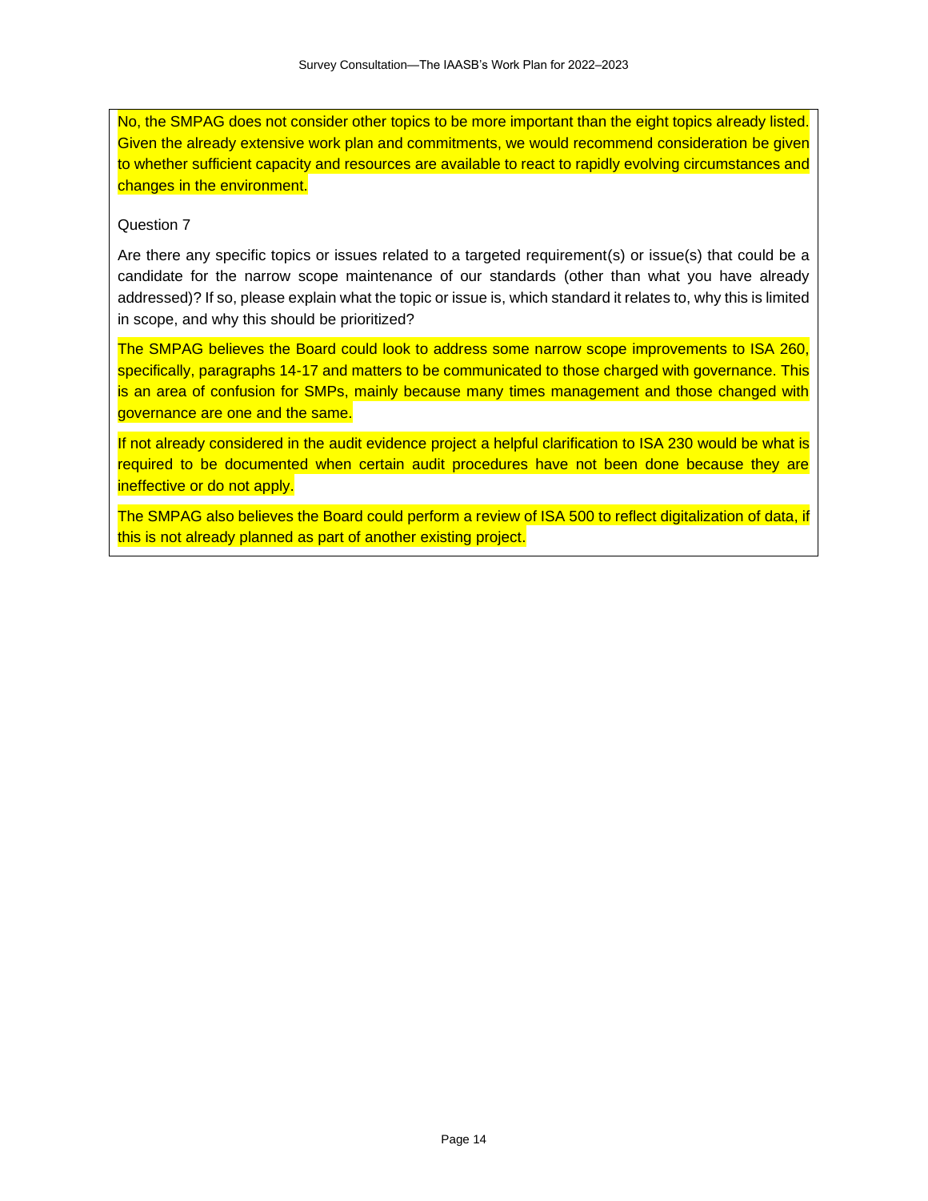No, the SMPAG does not consider other topics to be more important than the eight topics already listed. Given the already extensive work plan and commitments, we would recommend consideration be given to whether sufficient capacity and resources are available to react to rapidly evolving circumstances and changes in the environment.

Question 7

Are there any specific topics or issues related to a targeted requirement(s) or issue(s) that could be a candidate for the narrow scope maintenance of our standards (other than what you have already addressed)? If so, please explain what the topic or issue is, which standard it relates to, why this is limited in scope, and why this should be prioritized?

The SMPAG believes the Board could look to address some narrow scope improvements to ISA 260, specifically, paragraphs 14-17 and matters to be communicated to those charged with governance. This is an area of confusion for SMPs, mainly because many times management and those changed with governance are one and the same.

If not already considered in the audit evidence project a helpful clarification to ISA 230 would be what is required to be documented when certain audit procedures have not been done because they are ineffective or do not apply.

The SMPAG also believes the Board could perform a review of ISA 500 to reflect digitalization of data, if this is not already planned as part of another existing project.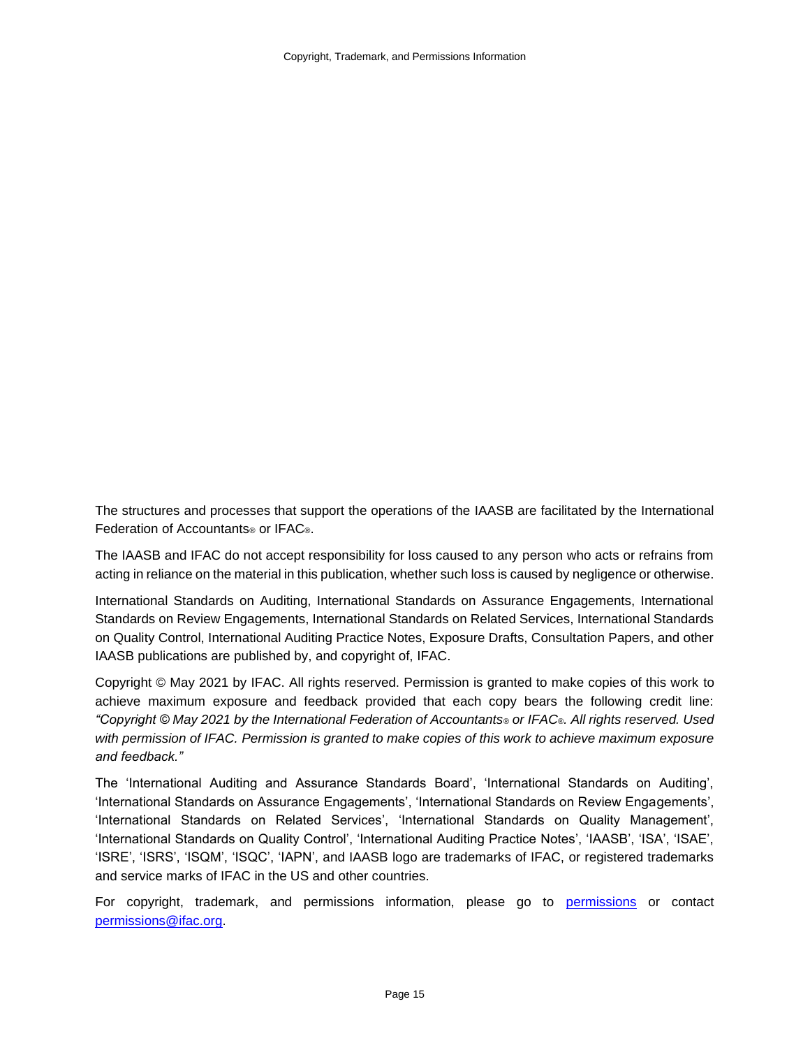The structures and processes that support the operations of the IAASB are facilitated by the International Federation of Accountants® or IFAC®.

The IAASB and IFAC do not accept responsibility for loss caused to any person who acts or refrains from acting in reliance on the material in this publication, whether such loss is caused by negligence or otherwise.

International Standards on Auditing, International Standards on Assurance Engagements, International Standards on Review Engagements, International Standards on Related Services, International Standards on Quality Control, International Auditing Practice Notes, Exposure Drafts, Consultation Papers, and other IAASB publications are published by, and copyright of, IFAC.

Copyright © May 2021 by IFAC. All rights reserved. Permission is granted to make copies of this work to achieve maximum exposure and feedback provided that each copy bears the following credit line: *"Copyright © May 2021 by the International Federation of Accountants® or IFAC®. All rights reserved. Used with permission of IFAC. Permission is granted to make copies of this work to achieve maximum exposure and feedback."*

The 'International Auditing and Assurance Standards Board', 'International Standards on Auditing', 'International Standards on Assurance Engagements', 'International Standards on Review Engagements', 'International Standards on Related Services', 'International Standards on Quality Management', 'International Standards on Quality Control', 'International Auditing Practice Notes', 'IAASB', 'ISA', 'ISAE', 'ISRE', 'ISRS', 'ISQM', 'ISQC', 'IAPN', and IAASB logo are trademarks of IFAC, or registered trademarks and service marks of IFAC in the US and other countries.

For copyright, trademark, and permissions information, please go to [permissions](permissions) or contact [permissions@ifac.org](mailto:permissions@ifac.org).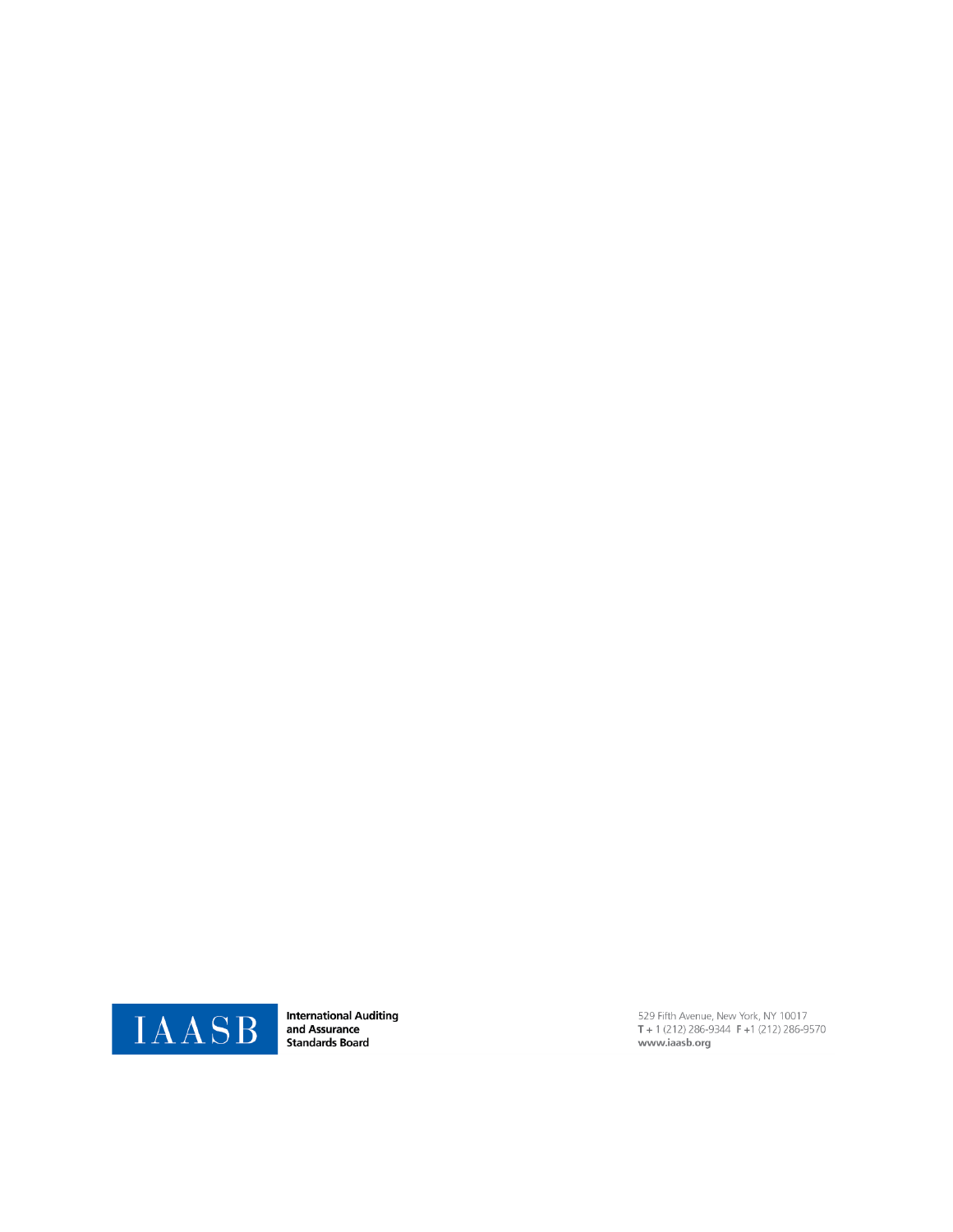IAASB

International Auditing and Assurance Standards Board

529 Fifth Avenue, New York, NY 10017
T + 1 (212) 286-9344 F +1 (212) 286-9570
www.iaasb.org